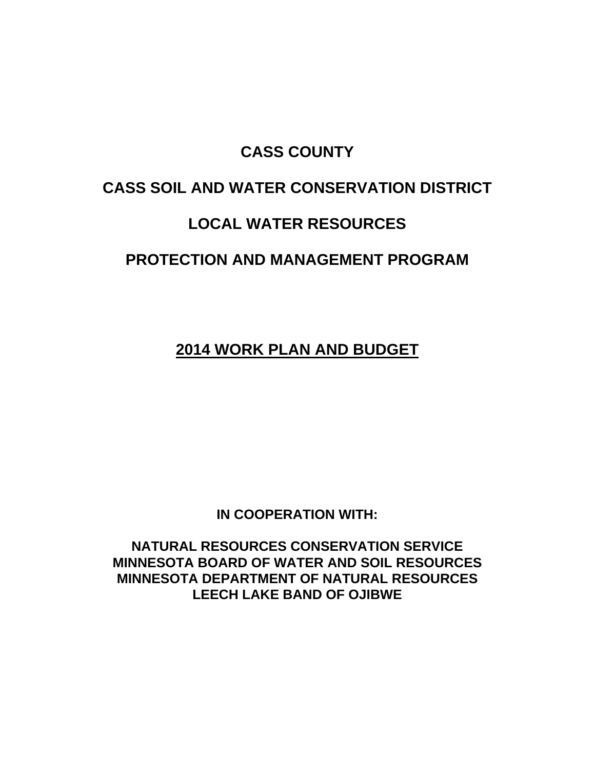# CASS COUNTY

# CASS SOIL AND WATER CONSERVATION DISTRICT

# LOCAL WATER RESOURCES

# PROTECTION AND MANAGEMENT PROGRAM

## 2014 WORK PLAN AND BUDGET

**IN COOPERATION WITH:**

**NATURAL RESOURCES CONSERVATION SERVICE**
**MINNESOTA BOARD OF WATER AND SOIL RESOURCES**
**MINNESOTA DEPARTMENT OF NATURAL RESOURCES**
**LEECH LAKE BAND OF OJIBWE**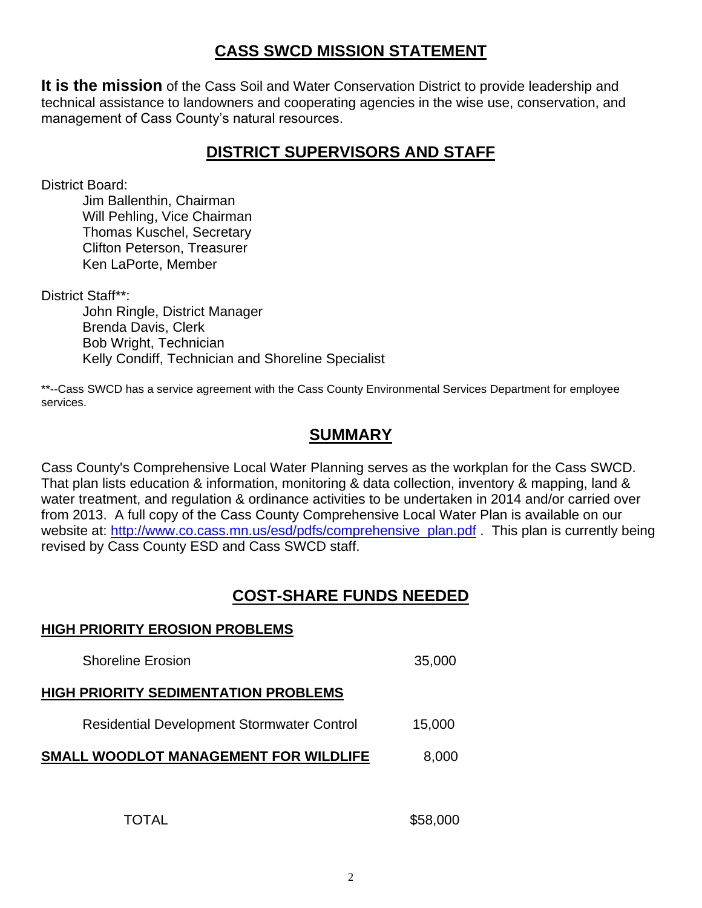## CASS SWCD MISSION STATEMENT

**It is the mission** of the Cass Soil and Water Conservation District to provide leadership and technical assistance to landowners and cooperating agencies in the wise use, conservation, and management of Cass County's natural resources.

## DISTRICT SUPERVISORS AND STAFF

District Board:

- Jim Ballenthin, Chairman
- Will Pehling, Vice Chairman
- Thomas Kuschel, Secretary
- Clifton Peterson, Treasurer
- Ken LaPorte, Member

District Staff**:

- John Ringle, District Manager
- Brenda Davis, Clerk
- Bob Wright, Technician
- Kelly Condiff, Technician and Shoreline Specialist

**--Cass SWCD has a service agreement with the Cass County Environmental Services Department for employee services.

## SUMMARY

Cass County's Comprehensive Local Water Planning serves as the workplan for the Cass SWCD. That plan lists education & information, monitoring & data collection, inventory & mapping, land & water treatment, and regulation & ordinance activities to be undertaken in 2014 and/or carried over from 2013. A full copy of the Cass County Comprehensive Local Water Plan is available on our website at: http://www.co.cass.mn.us/esd/pdfs/comprehensive_plan.pdf . This plan is currently being revised by Cass County ESD and Cass SWCD staff.

## COST-SHARE FUNDS NEEDED

| | |
|---|---|
| **HIGH PRIORITY EROSION PROBLEMS** | |
| Shoreline Erosion | 35,000 |
| **HIGH PRIORITY SEDIMENTATION PROBLEMS** | |
| Residential Development Stormwater Control | 15,000 |
| **SMALL WOODLOT MANAGEMENT FOR WILDLIFE** | 8,000 |
| TOTAL | $58,000 |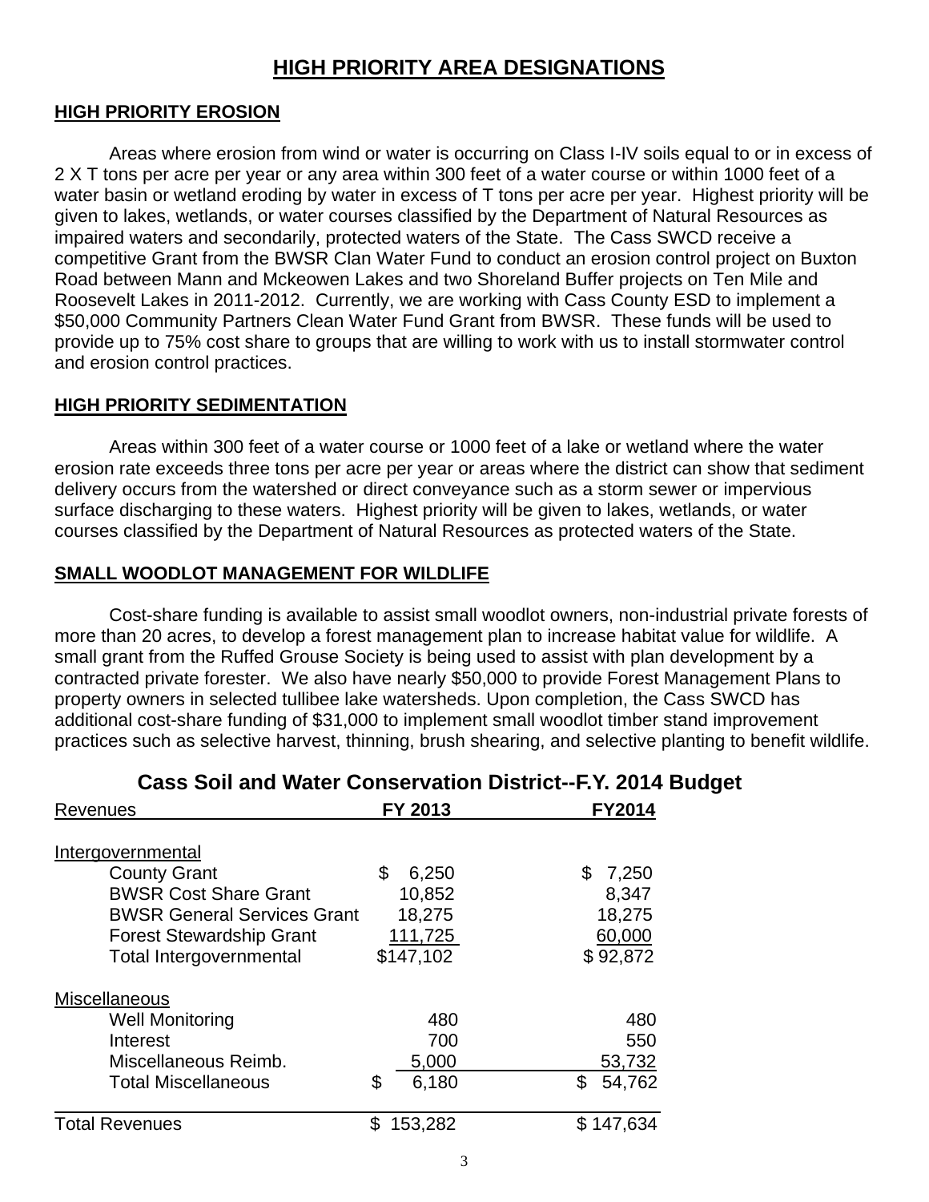# HIGH PRIORITY AREA DESIGNATIONS

## HIGH PRIORITY EROSION

Areas where erosion from wind or water is occurring on Class I-IV soils equal to or in excess of 2 X T tons per acre per year or any area within 300 feet of a water course or within 1000 feet of a water basin or wetland eroding by water in excess of T tons per acre per year. Highest priority will be given to lakes, wetlands, or water courses classified by the Department of Natural Resources as impaired waters and secondarily, protected waters of the State. The Cass SWCD receive a competitive Grant from the BWSR Clan Water Fund to conduct an erosion control project on Buxton Road between Mann and Mckeowen Lakes and two Shoreland Buffer projects on Ten Mile and Roosevelt Lakes in 2011-2012. Currently, we are working with Cass County ESD to implement a $50,000 Community Partners Clean Water Fund Grant from BWSR. These funds will be used to provide up to 75% cost share to groups that are willing to work with us to install stormwater control and erosion control practices.

## HIGH PRIORITY SEDIMENTATION

Areas within 300 feet of a water course or 1000 feet of a lake or wetland where the water erosion rate exceeds three tons per acre per year or areas where the district can show that sediment delivery occurs from the watershed or direct conveyance such as a storm sewer or impervious surface discharging to these waters. Highest priority will be given to lakes, wetlands, or water courses classified by the Department of Natural Resources as protected waters of the State.

## SMALL WOODLOT MANAGEMENT FOR WILDLIFE

Cost-share funding is available to assist small woodlot owners, non-industrial private forests of more than 20 acres, to develop a forest management plan to increase habitat value for wildlife. A small grant from the Ruffed Grouse Society is being used to assist with plan development by a contracted private forester. We also have nearly $50,000 to provide Forest Management Plans to property owners in selected tullibee lake watersheds. Upon completion, the Cass SWCD has additional cost-share funding of $31,000 to implement small woodlot timber stand improvement practices such as selective harvest, thinning, brush shearing, and selective planting to benefit wildlife.

## Cass Soil and Water Conservation District--F.Y. 2014 Budget

| Revenues | FY 2013 | FY2014 |
|---|---|---|
| **Intergovernmental** | | |
| County Grant | $ 6,250 | $ 7,250 |
| BWSR Cost Share Grant | 10,852 | 8,347 |
| BWSR General Services Grant | 18,275 | 18,275 |
| Forest Stewardship Grant | 111,725 | 60,000 |
| Total Intergovernmental | $147,102 | $ 92,872 |
| **Miscellaneous** | | |
| Well Monitoring | 480 | 480 |
| Interest | 700 | 550 |
| Miscellaneous Reimb. | 5,000 | 53,732 |
| Total Miscellaneous | $ 6,180 | $ 54,762 |
| Total Revenues | $ 153,282 | $ 147,634 |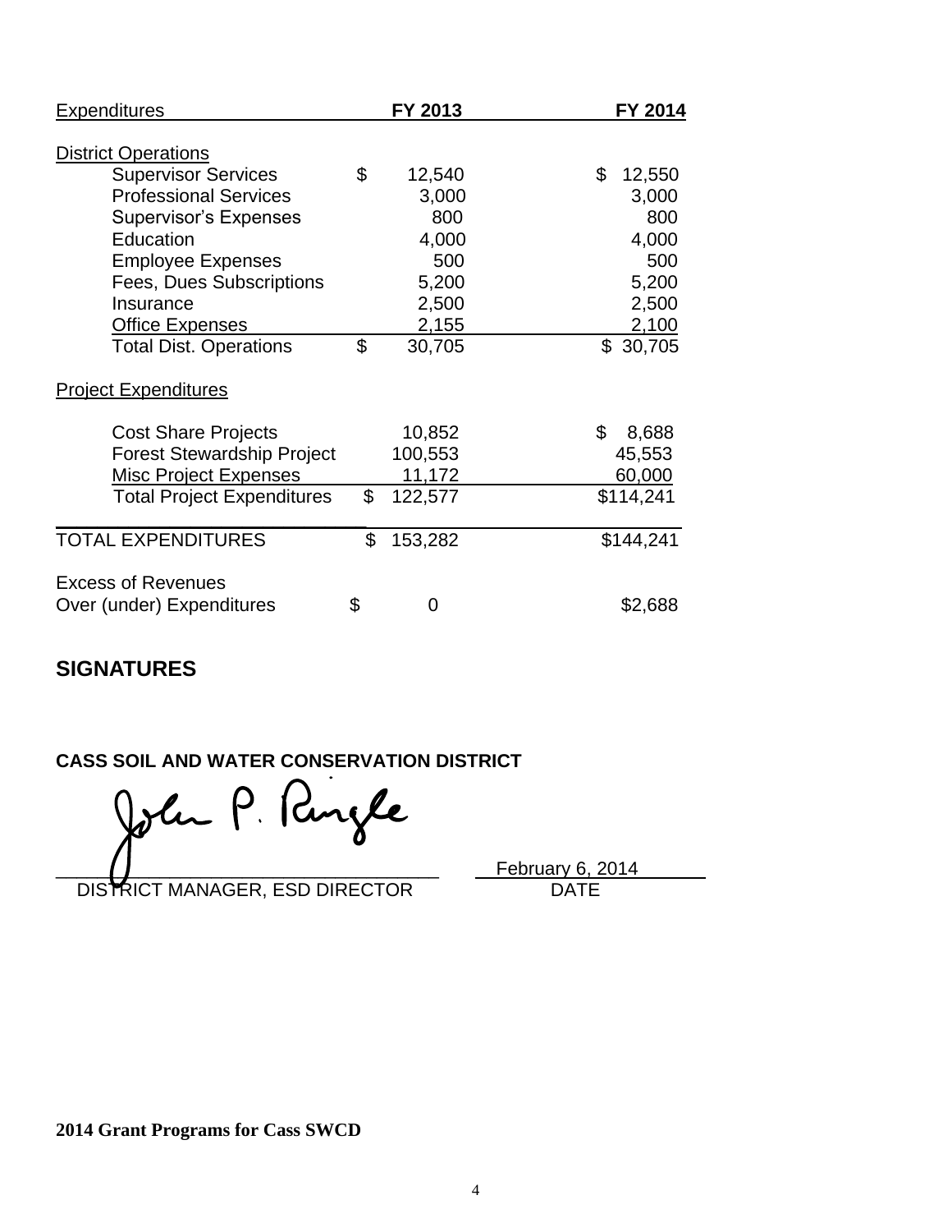| Expenditures | FY 2013 | FY 2014 |
|---|---|---|
| **District Operations** | | |
| Supervisor Services | $ 12,540 | $ 12,550 |
| Professional Services | 3,000 | 3,000 |
| Supervisor's Expenses | 800 | 800 |
| Education | 4,000 | 4,000 |
| Employee Expenses | 500 | 500 |
| Fees, Dues Subscriptions | 5,200 | 5,200 |
| Insurance | 2,500 | 2,500 |
| Office Expenses | 2,155 | 2,100 |
| Total Dist. Operations | $ 30,705 | $ 30,705 |
| **Project Expenditures** | | |
| Cost Share Projects | 10,852 | $ 8,688 |
| Forest Stewardship Project | 100,553 | 45,553 |
| Misc Project Expenses | 11,172 | 60,000 |
| Total Project Expenditures | $ 122,577 | $114,241 |
| TOTAL EXPENDITURES | $ 153,282 | $144,241 |
| Excess of Revenues Over (under) Expenditures | $ 0 | $2,688 |

## SIGNATURES

**CASS SOIL AND WATER CONSERVATION DISTRICT**

John P. Ringle
DISTRICT MANAGER, ESD DIRECTOR

February 6, 2014
DATE

**2014 Grant Programs for Cass SWCD**